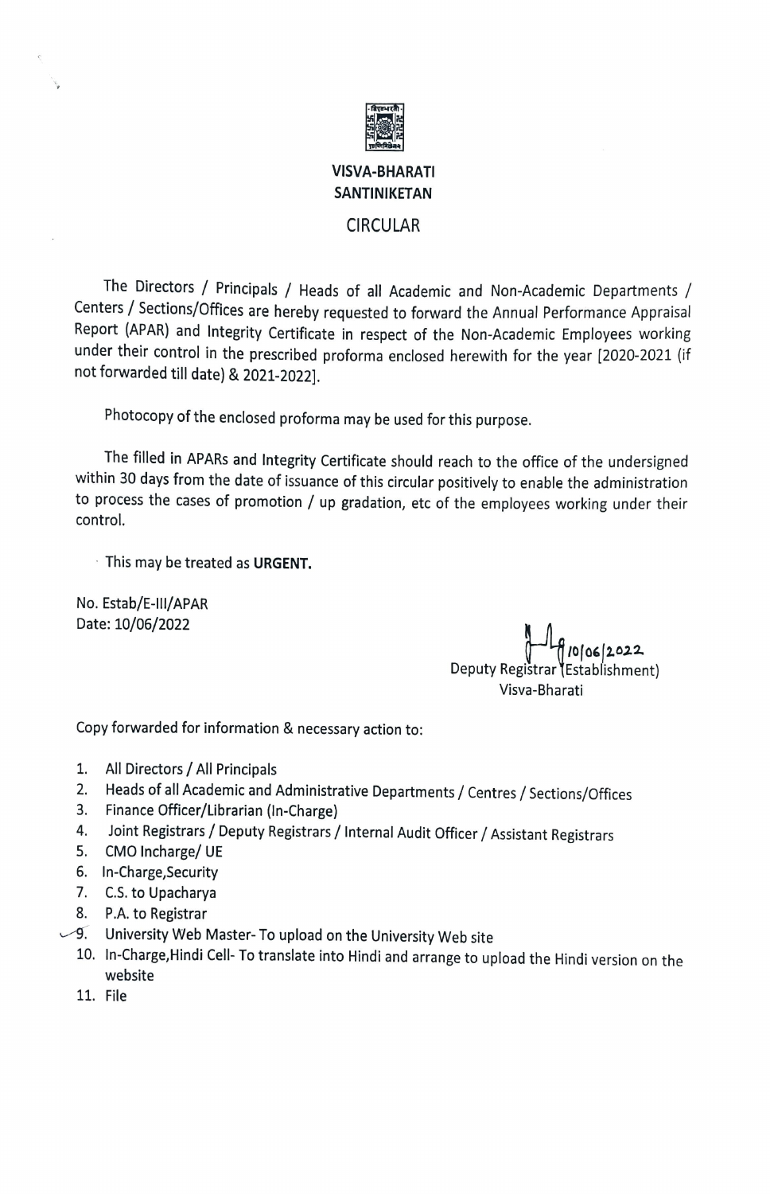**VISVA-BHARATI**
**SANTINIKETAN**

CIRCULAR

The Directors / Principals / Heads of all Academic and Non-Academic Departments / Centers / Sections/Offices are hereby requested to forward the Annual Performance Appraisal Report (APAR) and Integrity Certificate in respect of the Non-Academic Employees working under their control in the prescribed proforma enclosed herewith for the year [2020-2021 (if not forwarded till date) & 2021-2022].

Photocopy of the enclosed proforma may be used for this purpose.

The filled in APARs and Integrity Certificate should reach to the office of the undersigned within 30 days from the date of issuance of this circular positively to enable the administration to process the cases of promotion / up gradation, etc of the employees working under their control.

This may be treated as **URGENT.**

No. Estab/E-III/APAR
Date: 10/06/2022

10/06/2022
Deputy Registrar (Establishment)
Visva-Bharati

Copy forwarded for information & necessary action to:

1. All Directors / All Principals
2. Heads of all Academic and Administrative Departments / Centres / Sections/Offices
3. Finance Officer/Librarian (In-Charge)
4. Joint Registrars / Deputy Registrars / Internal Audit Officer / Assistant Registrars
5. CMO Incharge/ UE
6. In-Charge,Security
7. C.S. to Upacharya
8. P.A. to Registrar
9. University Web Master- To upload on the University Web site
10. In-Charge,Hindi Cell- To translate into Hindi and arrange to upload the Hindi version on the website
11. File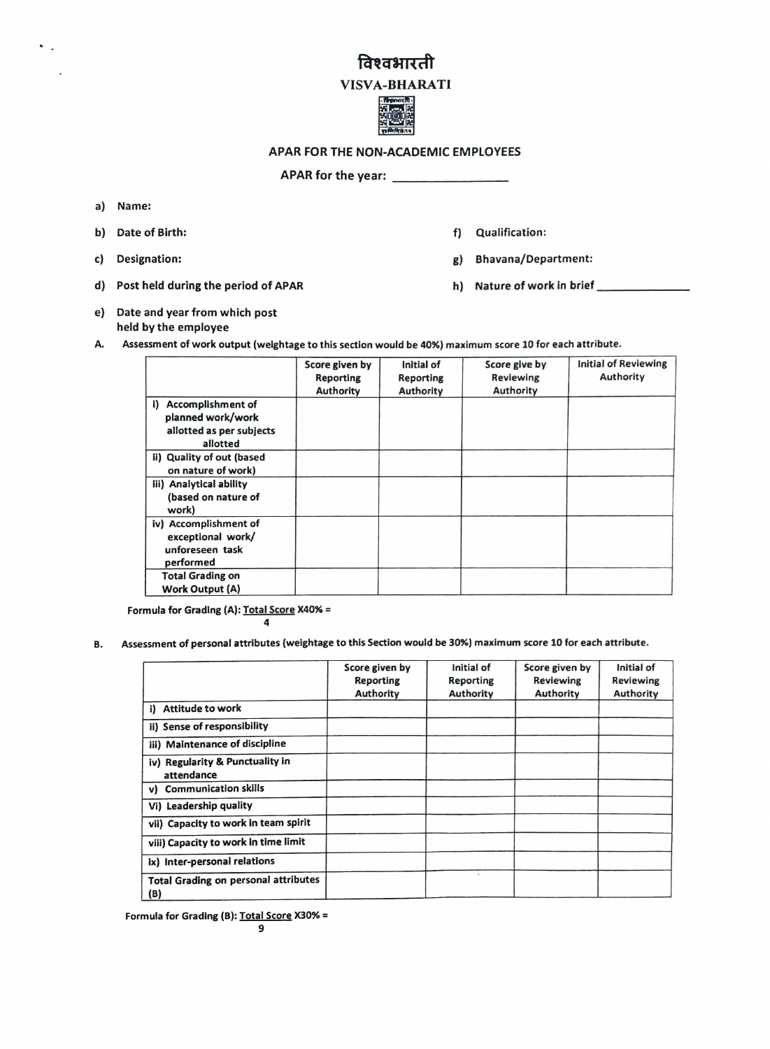# विश्वभारती

## VISVA-BHARATI

### APAR FOR THE NON-ACADEMIC EMPLOYEES

**APAR for the year: \_\_\_\_\_\_\_\_\_\_\_\_\_\_\_\_**

a) **Name:**

b) **Date of Birth:**

c) **Designation:**

d) **Post held during the period of APAR**

e) **Date and year from which post held by the employee**

f) **Qualification:**

g) **Bhavana/Department:**

h) **Nature of work in brief \_\_\_\_\_\_\_\_\_\_\_\_\_\_**

**A. Assessment of work output (weightage to this section would be 40%) maximum score 10 for each attribute.**

| | Score given by Reporting Authority | Initial of Reporting Authority | Score give by Reviewing Authority | Initial of Reviewing Authority |
|---|---|---|---|---|
| i) Accomplishment of planned work/work allotted as per subjects allotted | | | | |
| ii) Quality of out (based on nature of work) | | | | |
| iii) Analytical ability (based on nature of work) | | | | |
| iv) Accomplishment of exceptional work/ unforeseen task performed | | | | |
| Total Grading on Work Output (A) | | | | |

**Formula for Grading (A):** $\frac{\text{Total Score}}{4} \times 40\% =$

**B. Assessment of personal attributes (weightage to this Section would be 30%) maximum score 10 for each attribute.**

| | Score given by Reporting Authority | Initial of Reporting Authority | Score given by Reviewing Authority | Initial of Reviewing Authority |
|---|---|---|---|---|
| i) Attitude to work | | | | |
| ii) Sense of responsibility | | | | |
| iii) Maintenance of discipline | | | | |
| iv) Regularity & Punctuality in attendance | | | | |
| v) Communication skills | | | | |
| Vi) Leadership quality | | | | |
| vii) Capacity to work in team spirit | | | | |
| viii) Capacity to work in time limit | | | | |
| ix) Inter-personal relations | | | | |
| Total Grading on personal attributes (B) | | | | |

**Formula for Grading (B):** $\frac{\text{Total Score}}{9} \times 30\% =$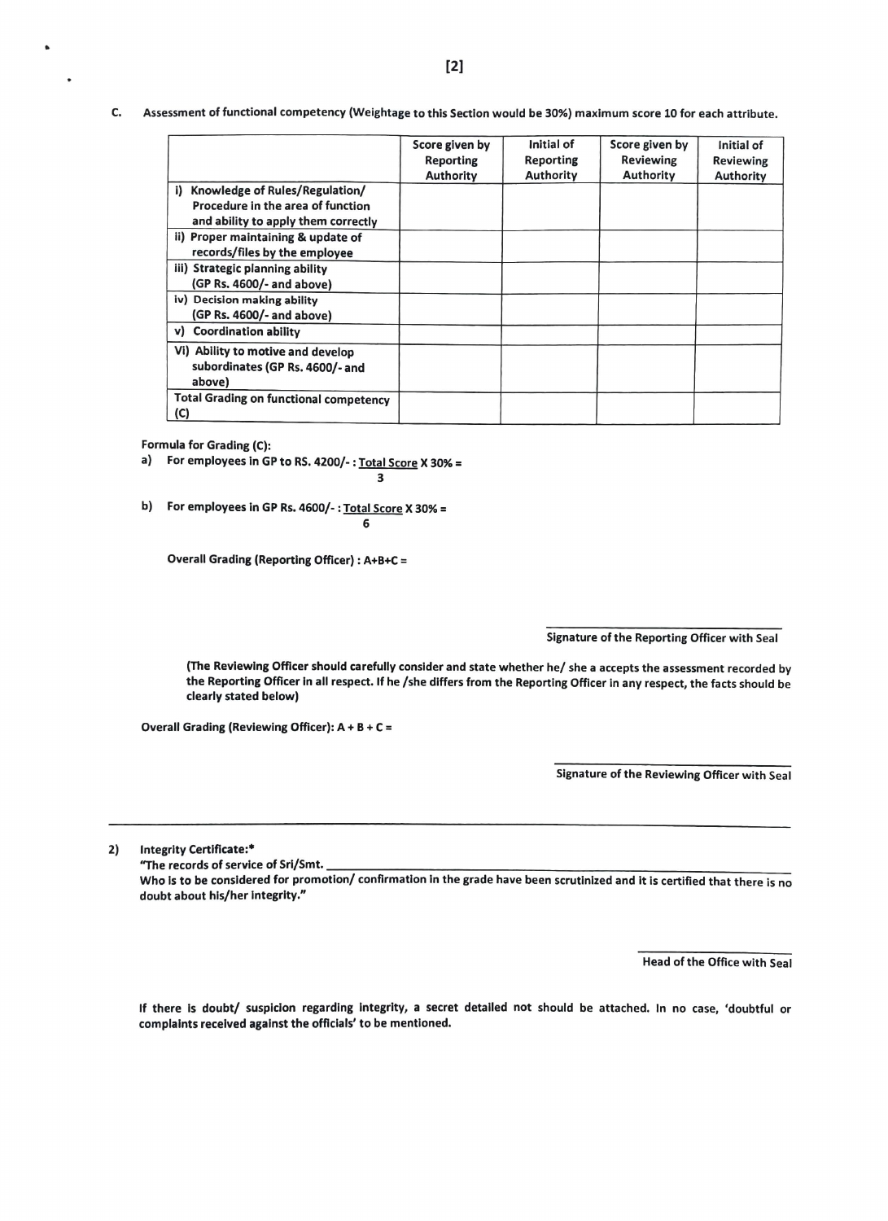C. **Assessment of functional competency (Weightage to this Section would be 30%) maximum score 10 for each attribute.**

| | Score given by Reporting Authority | Initial of Reporting Authority | Score given by Reviewing Authority | Initial of Reviewing Authority |
|---|---|---|---|---|
| i) Knowledge of Rules/Regulation/ Procedure in the area of function and ability to apply them correctly | | | | |
| ii) Proper maintaining & update of records/files by the employee | | | | |
| iii) Strategic planning ability (GP Rs. 4600/- and above) | | | | |
| iv) Decision making ability (GP Rs. 4600/- and above) | | | | |
| v) Coordination ability | | | | |
| Vi) Ability to motive and develop subordinates (GP Rs. 4600/- and above) | | | | |
| Total Grading on functional competency (C) | | | | |

**Formula for Grading (C):**

a) For employees in GP to RS. 4200/- : $\frac{\text{Total Score}}{3} \times 30\% =$

b) For employees in GP Rs. 4600/- : $\frac{\text{Total Score}}{6} \times 30\% =$

**Overall Grading (Reporting Officer) : A+B+C =**

**Signature of the Reporting Officer with Seal**

**(The Reviewing Officer should carefully consider and state whether he/ she a accepts the assessment recorded by the Reporting Officer in all respect. If he /she differs from the Reporting Officer in any respect, the facts should be clearly stated below)**

**Overall Grading (Reviewing Officer): A + B + C =**

**Signature of the Reviewing Officer with Seal**

---

2) **Integrity Certificate:***

**"The records of service of Sri/Smt. ______________________________**
**Who is to be considered for promotion/ confirmation in the grade have been scrutinized and it is certified that there is no doubt about his/her integrity."**

**Head of the Office with Seal**

**If there is doubt/ suspicion regarding integrity, a secret detailed not should be attached. In no case, 'doubtful or complaints received against the officials' to be mentioned.**